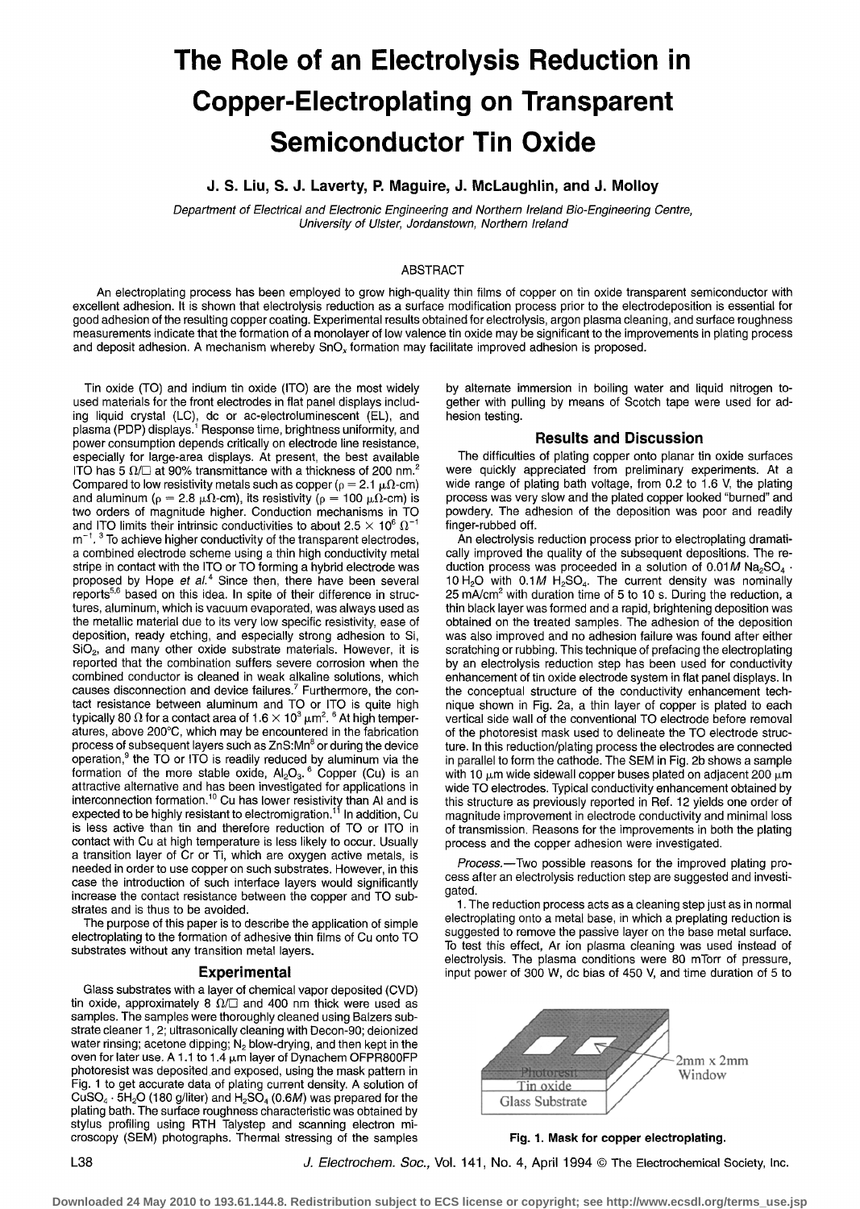# The Role of an Electrolysis Reduction in Copper-Electroplating on Transparent Semiconductor Tin Oxide

**J. S. Liu, S. J. Laverty, P. Maguire, J. McLaughlin, and J. Molloy**

*Department of Electrical and Electronic Engineering and Northern Ireland Bio-Engineering Centre, University of Ulster, Jordanstown, Northern Ireland*

## ABSTRACT

An electroplating process has been employed to grow high-quality thin films of copper on tin oxide transparent semiconductor with excellent adhesion. It is shown that electrolysis reduction as a surface modification process prior to the electrodeposition is essential for good adhesion of the resulting copper coating. Experimental results obtained for electrolysis, argon plasma cleaning, and surface roughness measurements indicate that the formation of a monolayer of low valence tin oxide may be significant to the improvements in plating process and deposit adhesion. A mechanism whereby $SnO_x$ formation may facilitate improved adhesion is proposed.

Tin oxide (TO) and indium tin oxide (ITO) are the most widely used materials for the front electrodes in flat panel displays including liquid crystal (LC), dc or ac-electroluminescent (EL), and plasma (PDP) displays.[1] Response time, brightness uniformity, and power consumption depends critically on electrode line resistance, especially for large-area displays. At present, the best available ITO has 5 Ω/□ at 90% transmittance with a thickness of 200 nm.[2] Compared to low resistivity metals such as copper ($\rho = 2.1$ μΩ-cm) and aluminum ($\rho = 2.8$ μΩ-cm), its resistivity ($\rho = 100$ μΩ-cm) is two orders of magnitude higher. Conduction mechanisms in TO and ITO limits their intrinsic conductivities to about $2.5 \times 10^6$ $\Omega^{-1}$ $m^{-1}$.[3] To achieve higher conductivity of the transparent electrodes, a combined electrode scheme using a thin high conductivity metal stripe in contact with the ITO or TO forming a hybrid electrode was proposed by Hope *et al.*[4] Since then, there have been several reports[5,6] based on this idea. In spite of their difference in structures, aluminum, which is vacuum evaporated, was always used as the metallic material due to its very low specific resistivity, ease of deposition, ready etching, and especially strong adhesion to Si, $SiO_2$, and many other oxide substrate materials. However, it is reported that the combination suffers severe corrosion when the combined conductor is cleaned in weak alkaline solutions, which causes disconnection and device failures.[7] Furthermore, the contact resistance between aluminum and TO or ITO is quite high typically 80 Ω for a contact area of $1.6 \times 10^3$ μm$^2$.[6] At high temperatures, above 200°C, which may be encountered in the fabrication process of subsequent layers such as ZnS:Mn[8] or during the device operation,[9] the TO or ITO is readily reduced by aluminum via the formation of the more stable oxide, $Al_2O_3$.[6] Copper (Cu) is an attractive alternative and has been investigated for applications in interconnection formation.[10] Cu has lower resistivity than Al and is expected to be highly resistant to electromigration.[11] In addition, Cu is less active than tin and therefore reduction of TO or ITO in contact with Cu at high temperature is less likely to occur. Usually a transition layer of Cr or Ti, which are oxygen active metals, is needed in order to use copper on such substrates. However, in this case the introduction of such interface layers would significantly increase the contact resistance between the copper and TO substrates and is thus to be avoided.

The purpose of this paper is to describe the application of simple electroplating to the formation of adhesive thin films of Cu onto TO substrates without any transition metal layers.

## Experimental

Glass substrates with a layer of chemical vapor deposited (CVD) tin oxide, approximately 8 Ω/□ and 400 nm thick were used as samples. The samples were thoroughly cleaned using Balzers substrate cleaner 1, 2; ultrasonically cleaning with Decon-90; deionized water rinsing; acetone dipping; $N_2$ blow-drying, and then kept in the oven for later use. A 1.1 to 1.4 μm layer of Dynachem OFPR800FP photoresist was deposited and exposed, using the mask pattern in Fig. 1 to get accurate data of plating current density. A solution of $CuSO_4 \cdot 5H_2O$ (180 g/liter) and $H_2SO_4$ (0.6*M*) was prepared for the plating bath. The surface roughness characteristic was obtained by stylus profiling using RTH Talystep and scanning electron microscopy (SEM) photographs. Thermal stressing of the samples by alternate immersion in boiling water and liquid nitrogen together with pulling by means of Scotch tape were used for adhesion testing.

## Results and Discussion

The difficulties of plating copper onto planar tin oxide surfaces were quickly appreciated from preliminary experiments. At a wide range of plating bath voltage, from 0.2 to 1.6 V, the plating process was very slow and the plated copper looked "burned" and powdery. The adhesion of the deposition was poor and readily finger-rubbed off.

An electrolysis reduction process prior to electroplating dramatically improved the quality of the subsequent depositions. The reduction process was proceeded in a solution of 0.01*M* $Na_2SO_4 \cdot 10H_2O$ with 0.1*M* $H_2SO_4$. The current density was nominally 25 mA/cm$^2$ with duration time of 5 to 10 s. During the reduction, a thin black layer was formed and a rapid, brightening deposition was obtained on the treated samples. The adhesion of the deposition was also improved and no adhesion failure was found after either scratching or rubbing. This technique of prefacing the electroplating by an electrolysis reduction step has been used for conductivity enhancement of tin oxide electrode system in flat panel displays. In the conceptual structure of the conductivity enhancement technique shown in Fig. 2a, a thin layer of copper is plated to each vertical side wall of the conventional TO electrode before removal of the photoresist mask used to delineate the TO electrode structure. In this reduction/plating process the electrodes are connected in parallel to form the cathode. The SEM in Fig. 2b shows a sample with 10 μm wide sidewall copper buses plated on adjacent 200 μm wide TO electrodes. Typical conductivity enhancement obtained by this structure as previously reported in Ref. 12 yields one order of magnitude improvement in electrode conductivity and minimal loss of transmission. Reasons for the improvements in both the plating process and the copper adhesion were investigated.

*Process.*—Two possible reasons for the improved plating process after an electrolysis reduction step are suggested and investigated.

1. The reduction process acts as a cleaning step just as in normal electroplating onto a metal base, in which a preplating reduction is suggested to remove the passive layer on the base metal surface. To test this effect, Ar ion plasma cleaning was used instead of electrolysis. The plasma conditions were 80 mTorr of pressure, input power of 300 W, dc bias of 450 V, and time duration of 5 to

**Fig. 1. Mask for copper electroplating.**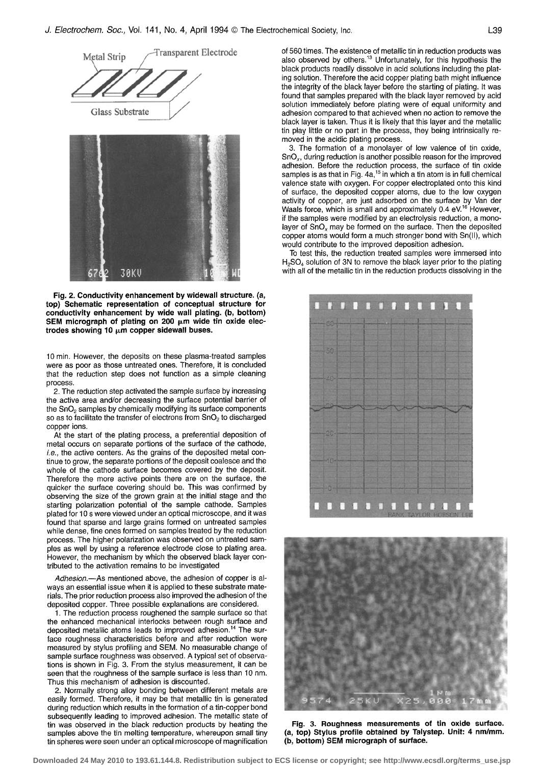Fig. 2. Conductivity enhancement by widewall structure. (a, top) Schematic representation of conceptual structure for conductivity enhancement by wide wall plating. (b, bottom) SEM micrograph of plating on 200 μm wide tin oxide electrodes showing 10 μm copper sidewall buses.

10 min. However, the deposits on these plasma-treated samples were as poor as those untreated ones. Therefore, it is concluded that the reduction step does not function as a simple cleaning process.

2. The reduction step activated the sample surface by increasing the active area and/or decreasing the surface potential barrier of the $SnO_2$ samples by chemically modifying its surface components so as to facilitate the transfer of electrons from $SnO_2$ to discharged copper ions.

At the start of the plating process, a preferential deposition of metal occurs on separate portions of the surface of the cathode, *i.e.*, the active centers. As the grains of the deposited metal continue to grow, the separate portions of the deposit coalesce and the whole of the cathode surface becomes covered by the deposit. Therefore the more active points there are on the surface, the quicker the surface covering should be. This was confirmed by observing the size of the grown grain at the initial stage and the starting polarization potential of the sample cathode. Samples plated for 10 s were viewed under an optical microscope, and it was found that sparse and large grains formed on untreated samples while dense, fine ones formed on samples treated by the reduction process. The higher polarization was observed on untreated samples as well by using a reference electrode close to plating area. However, the mechanism by which the observed black layer contributed to the activation remains to be investigated

*Adhesion*.—As mentioned above, the adhesion of copper is always an essential issue when it is applied to these substrate materials. The prior reduction process also improved the adhesion of the deposited copper. Three possible explanations are considered.

1. The reduction process roughened the sample surface so that the enhanced mechanical interlocks between rough surface and deposited metallic atoms leads to improved adhesion.[14] The surface roughness characteristics before and after reduction were measured by stylus profiling and SEM. No measurable change of sample surface roughness was observed. A typical set of observations is shown in Fig. 3. From the stylus measurement, it can be seen that the roughness of the sample surface is less than 10 nm. Thus this mechanism of adhesion is discounted.

2. Normally strong alloy bonding between different metals are easily formed. Therefore, it may be that metallic tin is generated during reduction which results in the formation of a tin-copper bond subsequently leading to improved adhesion. The metallic state of tin was observed in the black reduction products by heating the samples above the tin melting temperature, whereupon small tiny tin spheres were seen under an optical microscope of magnification of 560 times. The existence of metallic tin in reduction products was also observed by others.[13] Unfortunately, for this hypothesis the black products readily dissolve in acid solutions including the plating solution. Therefore the acid copper plating bath might influence the integrity of the black layer before the starting of plating. It was found that samples prepared with the black layer removed by acid solution immediately before plating were of equal uniformity and adhesion compared to that achieved when no action to remove the black layer is taken. Thus it is likely that this layer and the metallic tin play little or no part in the process, they being intrinsically removed in the acidic plating process.

3. The formation of a monolayer of low valence of tin oxide, $SnO_x$, during reduction is another possible reason for the improved adhesion. Before the reduction process, the surface of tin oxide samples is as that in Fig. 4a,[15] in which a tin atom is in full chemical valence state with oxygen. For copper electroplated onto this kind of surface, the deposited copper atoms, due to the low oxygen activity of copper, are just adsorbed on the surface by Van der Waals force, which is small and approximately 0.4 eV.[16] However, if the samples were modified by an electrolysis reduction, a monolayer of $SnO_x$ may be formed on the surface. Then the deposited copper atoms would form a much stronger bond with Sn(II), which would contribute to the improved deposition adhesion.

To test this, the reduction treated samples were immersed into $H_2SO_4$ solution of 3N to remove the black layer prior to the plating with all of the metallic tin in the reduction products dissolving in the

Fig. 3. Roughness measurements of tin oxide surface. (a, top) Stylus profile obtained by Talystep. Unit: 4 nm/mm. (b, bottom) SEM micrograph of surface.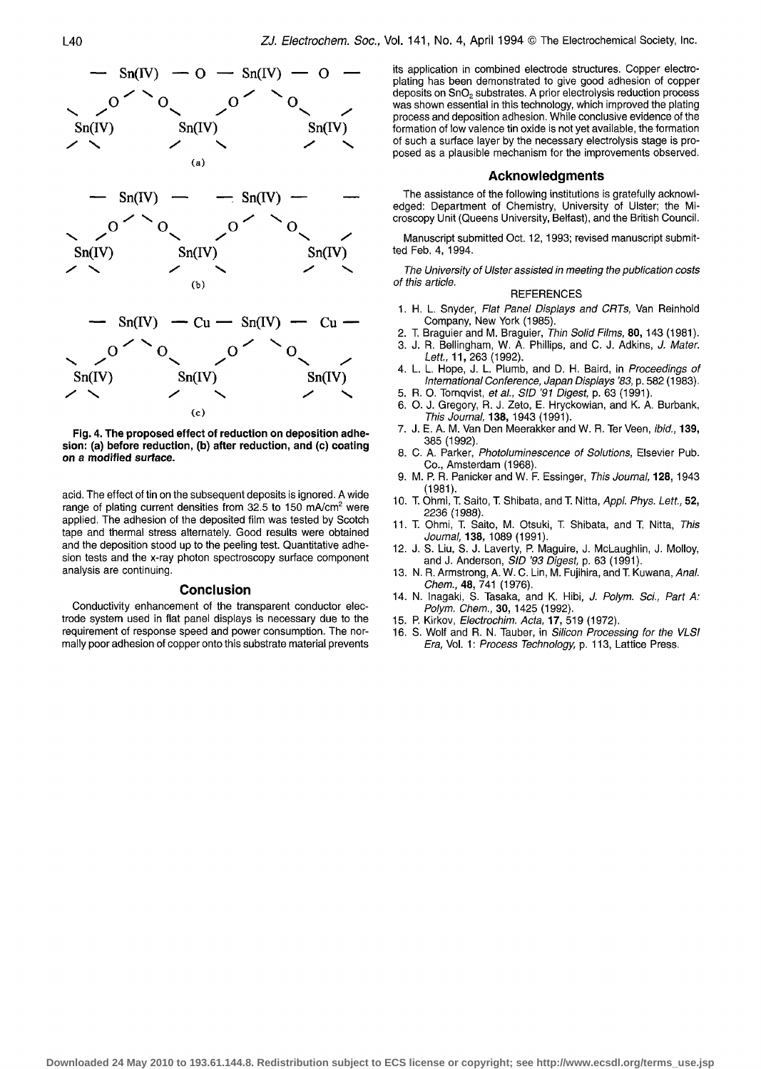— Sn(IV) — O — Sn(IV) — O —

O O O O

Sn(IV) Sn(IV) Sn(IV)

(a)

— Sn(IV) — — Sn(IV) — —

O O O O

Sn(IV) Sn(IV) Sn(IV)

(b)

— Sn(IV) — Cu — Sn(IV) — Cu —

O O O O

Sn(IV) Sn(IV) Sn(IV)

(c)

**Fig. 4. The proposed effect of reduction on deposition adhesion: (a) before reduction, (b) after reduction, and (c) coating on a modified surface.**

acid. The effect of tin on the subsequent deposits is ignored. A wide range of plating current densities from 32.5 to 150 mA/cm$^2$ were applied. The adhesion of the deposited film was tested by Scotch tape and thermal stress alternately. Good results were obtained and the deposition stood up to the peeling test. Quantitative adhesion tests and the x-ray photon spectroscopy surface component analysis are continuing.

## Conclusion

Conductivity enhancement of the transparent conductor electrode system used in flat panel displays is necessary due to the requirement of response speed and power consumption. The normally poor adhesion of copper onto this substrate material prevents its application in combined electrode structures. Copper electroplating has been demonstrated to give good adhesion of copper deposits on $SnO_2$ substrates. A prior electrolysis reduction process was shown essential in this technology, which improved the plating process and deposition adhesion. While conclusive evidence of the formation of low valence tin oxide is not yet available, the formation of such a surface layer by the necessary electrolysis stage is proposed as a plausible mechanism for the improvements observed.

## Acknowledgments

The assistance of the following institutions is gratefully acknowledged: Department of Chemistry, University of Ulster; the Microscopy Unit (Queens University, Belfast), and the British Council.

Manuscript submitted Oct. 12, 1993; revised manuscript submitted Feb. 4, 1994.

*The University of Ulster assisted in meeting the publication costs of this article.*

## REFERENCES

1. H. L. Snyder, *Flat Panel Displays and CRTs,* Van Reinhold Company, New York (1985).
2. T. Braguier and M. Braguier, *Thin Solid Films,* **80,** 143 (1981).
3. J. R. Bellingham, W. A. Phillips, and C. J. Adkins, *J. Mater. Lett.,* **11,** 263 (1992).
4. L. L. Hope, J. L. Plumb, and D. H. Baird, in *Proceedings of International Conference, Japan Displays '83,* p. 582 (1983).
5. R. O. Tornqvist, *et al., SID '91 Digest,* p. 63 (1991).
6. O. J. Gregory, R. J. Zeto, E. Hryckowian, and K. A. Burbank, *This Journal,* **138,** 1943 (1991).
7. J. E. A. M. Van Den Meerakker and W. R. Ter Veen, *ibid.,* **139,** 385 (1992).
8. C. A. Parker, *Photoluminescence of Solutions,* Elsevier Pub. Co., Amsterdam (1968).
9. M. P. R. Panicker and W. F. Essinger, *This Journal,* **128,** 1943 (1981).
10. T. Ohmi, T. Saito, T. Shibata, and T. Nitta, *Appl. Phys. Lett.,* **52,** 2236 (1988).
11. T. Ohmi, T. Saito, M. Otsuki, T. Shibata, and T. Nitta, *This Journal,* **138,** 1089 (1991).
12. J. S. Liu, S. J. Laverty, P. Maguire, J. McLaughlin, J. Molloy, and J. Anderson, *SID '93 Digest,* p. 63 (1991).
13. N. R. Armstrong, A. W. C. Lin, M. Fujihira, and T. Kuwana, *Anal. Chem.,* **48,** 741 (1976).
14. N. Inagaki, S. Tasaka, and K. Hibi, *J. Polym. Sci., Part A: Polym. Chem.,* **30,** 1425 (1992).
15. P. Kirkov, *Electrochim. Acta,* **17,** 519 (1972).
16. S. Wolf and R. N. Tauber, in *Silicon Processing for the VLSI Era,* Vol. 1: *Process Technology,* p. 113, Lattice Press.